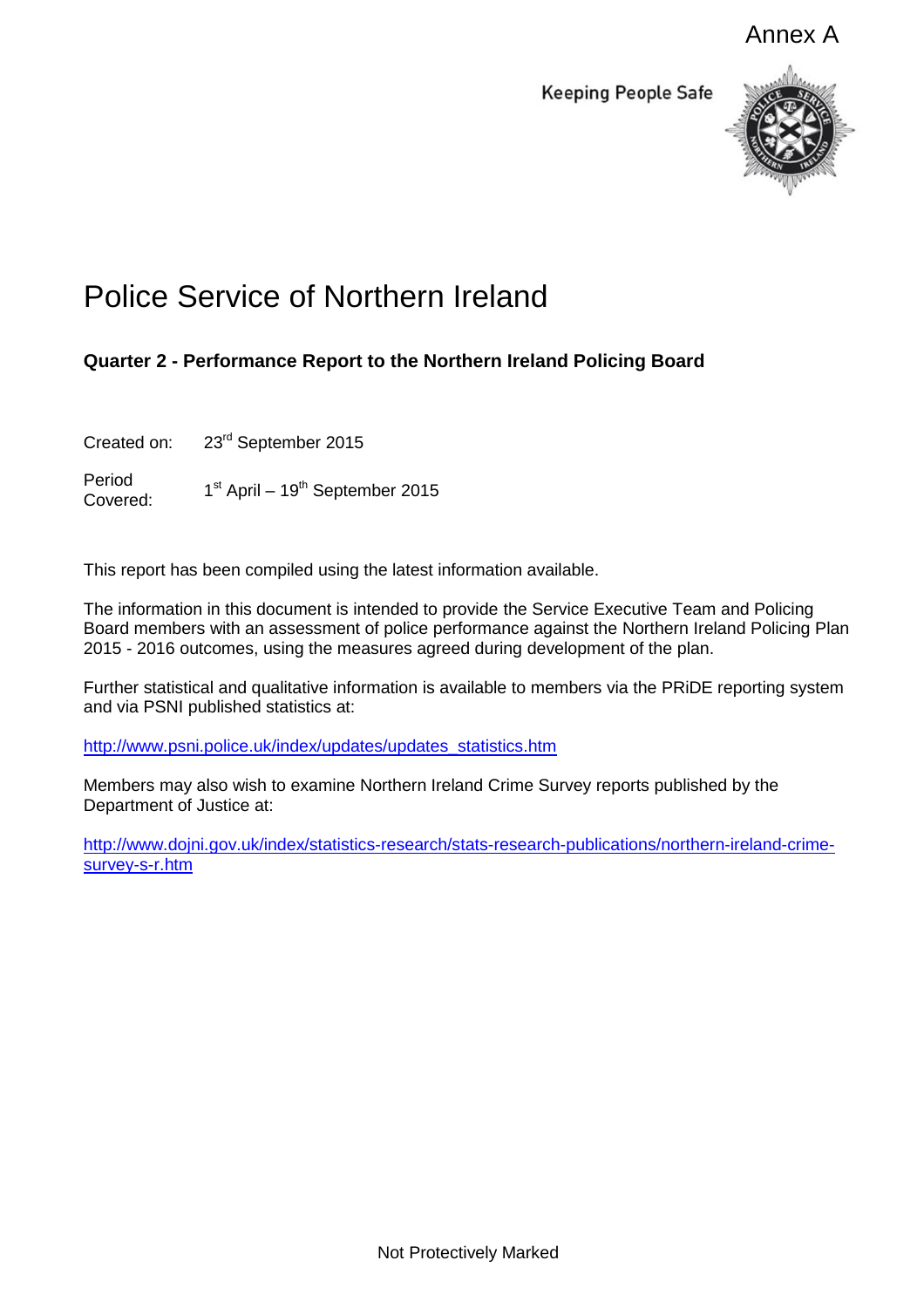Annex A

Keeping People Safe

# Police Service of Northern Ireland

## Quarter 2 - Performance Report to the Northern Ireland Policing Board

Created on: 23rd September 2015

Period Covered: 1st April – 19th September 2015

This report has been compiled using the latest information available.

The information in this document is intended to provide the Service Executive Team and Policing Board members with an assessment of police performance against the Northern Ireland Policing Plan 2015 - 2016 outcomes, using the measures agreed during development of the plan.

Further statistical and qualitative information is available to members via the PRiDE reporting system and via PSNI published statistics at:

http://www.psni.police.uk/index/updates/updates_statistics.htm

Members may also wish to examine Northern Ireland Crime Survey reports published by the Department of Justice at:

http://www.dojni.gov.uk/index/statistics-research/stats-research-publications/northern-ireland-crime-survey-s-r.htm

Not Protectively Marked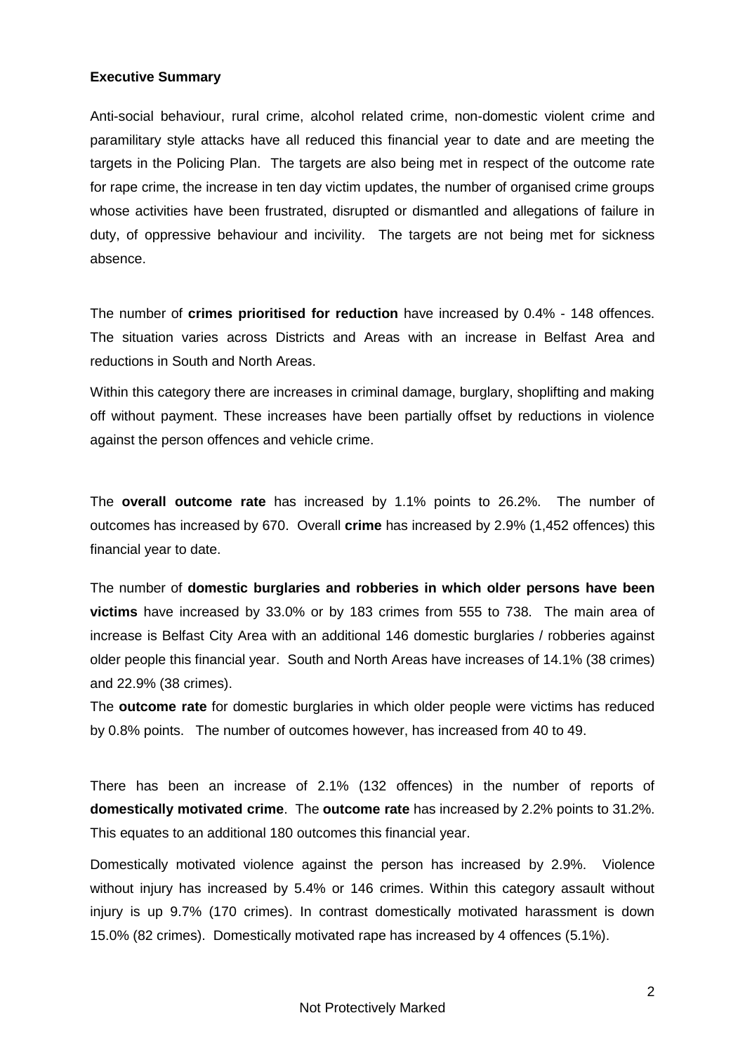**Executive Summary**

Anti-social behaviour, rural crime, alcohol related crime, non-domestic violent crime and paramilitary style attacks have all reduced this financial year to date and are meeting the targets in the Policing Plan. The targets are also being met in respect of the outcome rate for rape crime, the increase in ten day victim updates, the number of organised crime groups whose activities have been frustrated, disrupted or dismantled and allegations of failure in duty, of oppressive behaviour and incivility. The targets are not being met for sickness absence.

The number of **crimes prioritised for reduction** have increased by 0.4% - 148 offences. The situation varies across Districts and Areas with an increase in Belfast Area and reductions in South and North Areas.

Within this category there are increases in criminal damage, burglary, shoplifting and making off without payment. These increases have been partially offset by reductions in violence against the person offences and vehicle crime.

The **overall outcome rate** has increased by 1.1% points to 26.2%. The number of outcomes has increased by 670. Overall **crime** has increased by 2.9% (1,452 offences) this financial year to date.

The number of **domestic burglaries and robberies in which older persons have been victims** have increased by 33.0% or by 183 crimes from 555 to 738. The main area of increase is Belfast City Area with an additional 146 domestic burglaries / robberies against older people this financial year. South and North Areas have increases of 14.1% (38 crimes) and 22.9% (38 crimes).

The **outcome rate** for domestic burglaries in which older people were victims has reduced by 0.8% points. The number of outcomes however, has increased from 40 to 49.

There has been an increase of 2.1% (132 offences) in the number of reports of **domestically motivated crime**. The **outcome rate** has increased by 2.2% points to 31.2%. This equates to an additional 180 outcomes this financial year.

Domestically motivated violence against the person has increased by 2.9%. Violence without injury has increased by 5.4% or 146 crimes. Within this category assault without injury is up 9.7% (170 crimes). In contrast domestically motivated harassment is down 15.0% (82 crimes). Domestically motivated rape has increased by 4 offences (5.1%).

Not Protectively Marked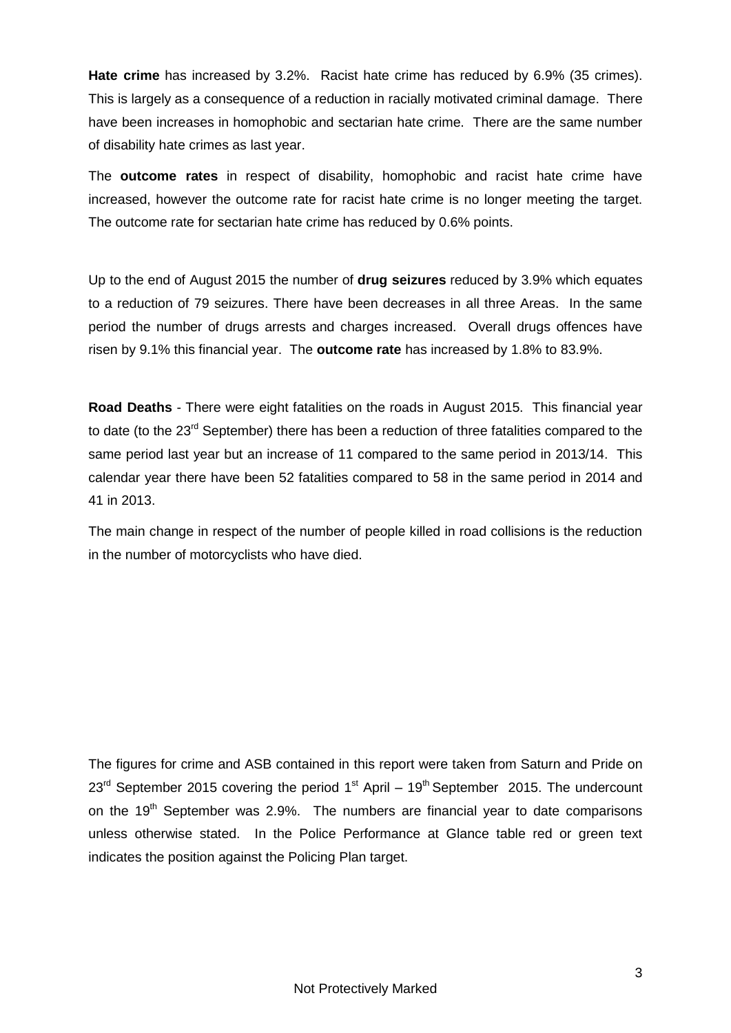**Hate crime** has increased by 3.2%. Racist hate crime has reduced by 6.9% (35 crimes). This is largely as a consequence of a reduction in racially motivated criminal damage. There have been increases in homophobic and sectarian hate crime. There are the same number of disability hate crimes as last year.

The **outcome rates** in respect of disability, homophobic and racist hate crime have increased, however the outcome rate for racist hate crime is no longer meeting the target. The outcome rate for sectarian hate crime has reduced by 0.6% points.

Up to the end of August 2015 the number of **drug seizures** reduced by 3.9% which equates to a reduction of 79 seizures. There have been decreases in all three Areas. In the same period the number of drugs arrests and charges increased. Overall drugs offences have risen by 9.1% this financial year. The **outcome rate** has increased by 1.8% to 83.9%.

**Road Deaths** - There were eight fatalities on the roads in August 2015. This financial year to date (to the 23rd September) there has been a reduction of three fatalities compared to the same period last year but an increase of 11 compared to the same period in 2013/14. This calendar year there have been 52 fatalities compared to 58 in the same period in 2014 and 41 in 2013.

The main change in respect of the number of people killed in road collisions is the reduction in the number of motorcyclists who have died.

The figures for crime and ASB contained in this report were taken from Saturn and Pride on 23rd September 2015 covering the period 1st April – 19th September 2015. The undercount on the 19th September was 2.9%. The numbers are financial year to date comparisons unless otherwise stated. In the Police Performance at Glance table red or green text indicates the position against the Policing Plan target.

Not Protectively Marked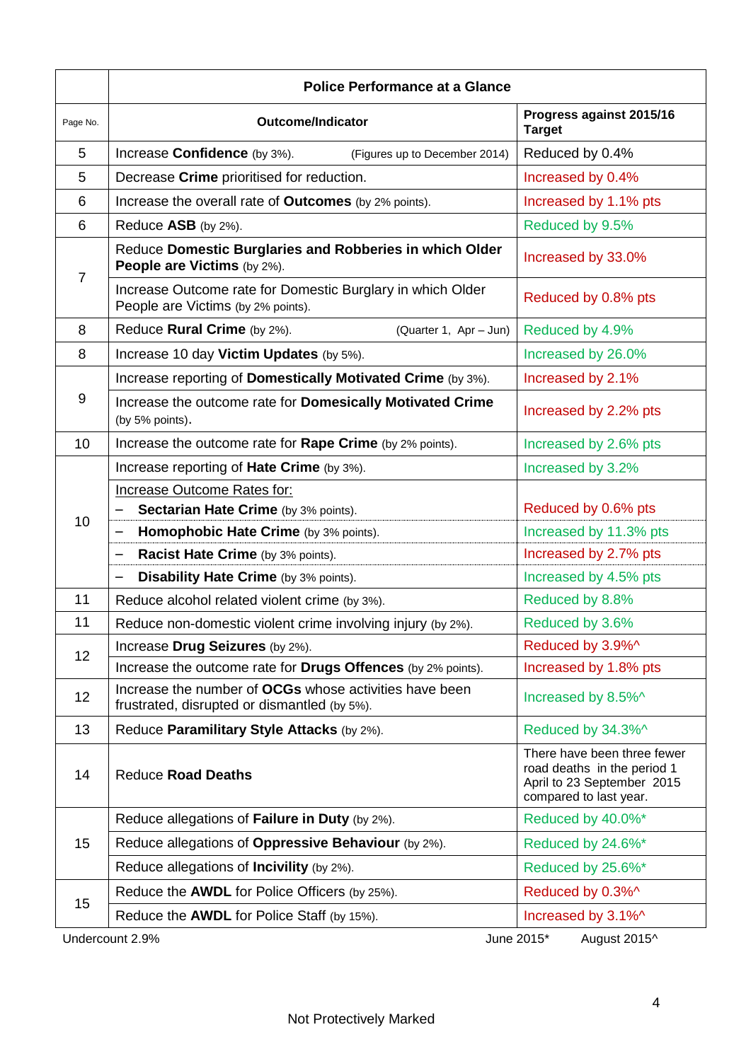| | **Police Performance at a Glance** | |
|---|---|---|
| Page No. | **Outcome/Indicator** | **Progress against 2015/16 Target** |
| 5 | Increase **Confidence** (by 3%). (Figures up to December 2014) | Reduced by 0.4% |
| 5 | Decrease **Crime** prioritised for reduction. | Increased by 0.4% |
| 6 | Increase the overall rate of **Outcomes** (by 2% points). | Increased by 1.1% pts |
| 6 | Reduce **ASB** (by 2%). | Reduced by 9.5% |
| 7 | Reduce **Domestic Burglaries and Robberies in which Older People are Victims** (by 2%). | Increased by 33.0% |
| | Increase Outcome rate for Domestic Burglary in which Older People are Victims (by 2% points). | Reduced by 0.8% pts |
| 8 | Reduce **Rural Crime** (by 2%). (Quarter 1, Apr – Jun) | Reduced by 4.9% |
| 8 | Increase 10 day **Victim Updates** (by 5%). | Increased by 26.0% |
| 9 | Increase reporting of **Domestically Motivated Crime** (by 3%). | Increased by 2.1% |
| | Increase the outcome rate for **Domesically Motivated Crime** (by 5% points). | Increased by 2.2% pts |
| 10 | Increase the outcome rate for **Rape Crime** (by 2% points). | Increased by 2.6% pts |
| 10 | Increase reporting of **Hate Crime** (by 3%). | Increased by 3.2% |
| | Increase Outcome Rates for: | |
| | – **Sectarian Hate Crime** (by 3% points). | Reduced by 0.6% pts |
| | – **Homophobic Hate Crime** (by 3% points). | Increased by 11.3% pts |
| | – **Racist Hate Crime** (by 3% points). | Increased by 2.7% pts |
| | – **Disability Hate Crime** (by 3% points). | Increased by 4.5% pts |
| 11 | Reduce alcohol related violent crime (by 3%). | Reduced by 8.8% |
| 11 | Reduce non-domestic violent crime involving injury (by 2%). | Reduced by 3.6% |
| 12 | Increase **Drug Seizures** (by 2%). | Reduced by 3.9%^ |
| | Increase the outcome rate for **Drugs Offences** (by 2% points). | Increased by 1.8% pts |
| 12 | Increase the number of **OCGs** whose activities have been frustrated, disrupted or dismantled (by 5%). | Increased by 8.5%^ |
| 13 | Reduce **Paramilitary Style Attacks** (by 2%). | Reduced by 34.3%^ |
| 14 | Reduce **Road Deaths** | There have been three fewer road deaths in the period 1 April to 23 September 2015 compared to last year. |
| 15 | Reduce allegations of **Failure in Duty** (by 2%). | Reduced by 40.0%* |
| | Reduce allegations of **Oppressive Behaviour** (by 2%). | Reduced by 24.6%* |
| | Reduce allegations of **Incivility** (by 2%). | Reduced by 25.6%* |
| 15 | Reduce the **AWDL** for Police Officers (by 25%). | Reduced by 0.3%^ |
| | Reduce the **AWDL** for Police Staff (by 15%). | Increased by 3.1%^ |

Undercount 2.9% June 2015* August 2015^

Not Protectively Marked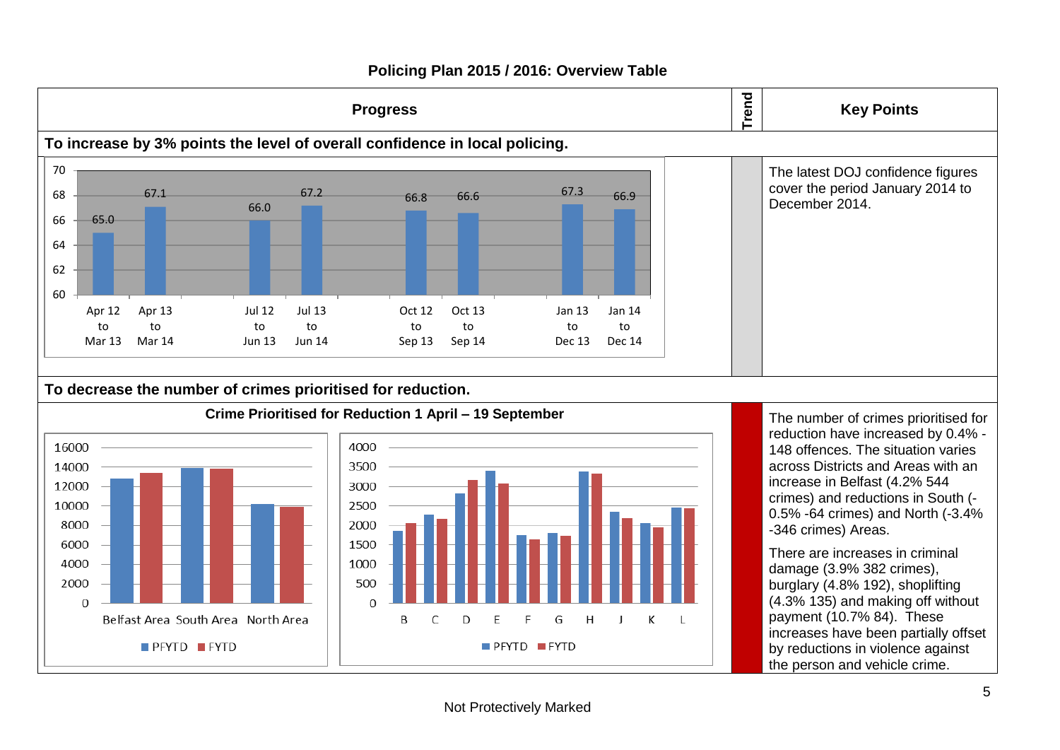# Policing Plan 2015 / 2016: Overview Table

| Progress | Trend | Key Points |
|---|---|---|
| **To increase by 3% points the level of overall confidence in local policing.** | | |
| Apr 12 to Mar 13: 65.0; Apr 13 to Mar 14: 67.1; Jul 12 to Jun 13: 66.0; Jul 13 to Jun 14: 67.2; Oct 12 to Sep 13: 66.8; Oct 13 to Sep 14: 66.6; Jan 13 to Dec 13: 67.3; Jan 14 to Dec 14: 66.9 | | The latest DOJ confidence figures cover the period January 2014 to December 2014. |
| **To decrease the number of crimes prioritised for reduction.** | | |
| **Crime Prioritised for Reduction 1 April – 19 September** (Belfast Area, South Area, North Area; B, C, D, E, F, G, H, J, K, L; PFYTD, FYTD) | Red | The number of crimes prioritised for reduction have increased by 0.4% - 148 offences. The situation varies across Districts and Areas with an increase in Belfast (4.2% 544 crimes) and reductions in South (-0.5% -64 crimes) and North (-3.4% -346 crimes) Areas.<br><br>There are increases in criminal damage (3.9% 382 crimes), burglary (4.8% 192), shoplifting (4.3% 135) and making off without payment (10.7% 84). These increases have been partially offset by reductions in violence against the person and vehicle crime. |

Not Protectively Marked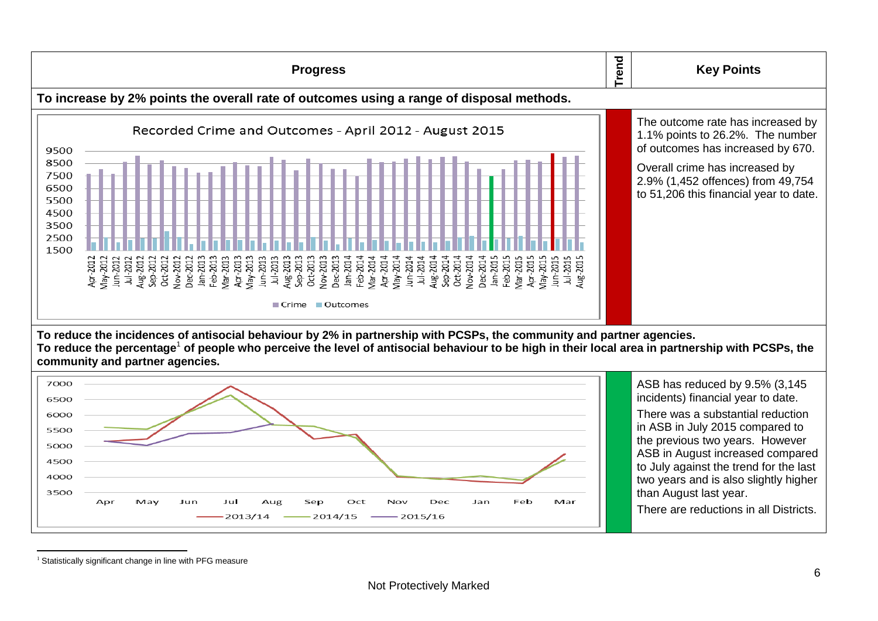| Progress | Trend | Key Points |
| --- | --- | --- |
| **To increase by 2% points the overall rate of outcomes using a range of disposal methods.** | | |
| Recorded Crime and Outcomes - April 2012 - August 2015 | | The outcome rate has increased by 1.1% points to 26.2%. The number of outcomes has increased by 670.<br><br>Overall crime has increased by 2.9% (1,452 offences) from 49,754 to 51,206 this financial year to date. |
| **To reduce the incidences of antisocial behaviour by 2% in partnership with PCSPs, the community and partner agencies.**<br>**To reduce the percentage[1] of people who perceive the level of antisocial behaviour to be high in their local area in partnership with PCSPs, the community and partner agencies.** | | |
| | | ASB has reduced by 9.5% (3,145 incidents) financial year to date.<br><br>There was a substantial reduction in ASB in July 2015 compared to the previous two years. However ASB in August increased compared to July against the trend for the last two years and is also slightly higher than August last year.<br><br>There are reductions in all Districts. |

[1] Statistically significant change in line with PFG measure

Not Protectively Marked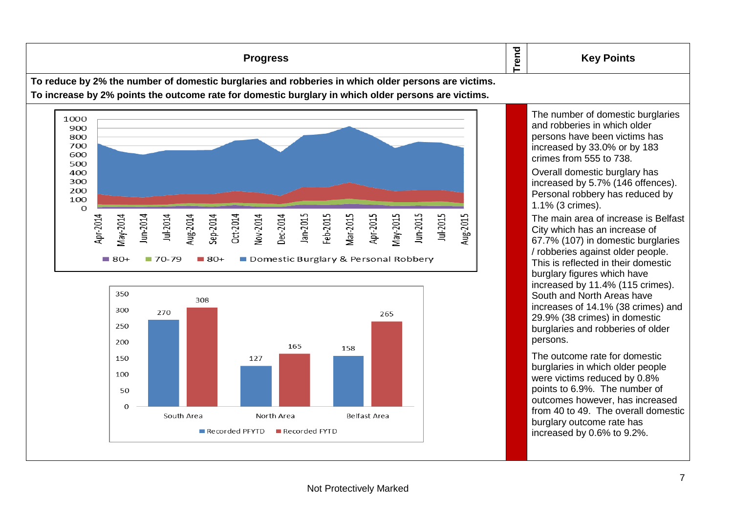| Progress | Trend | Key Points |
|---|---|---|

**To reduce by 2% the number of domestic burglaries and robberies in which older persons are victims.**
**To increase by 2% points the outcome rate for domestic burglary in which older persons are victims.**

| | South Area | North Area | Belfast Area |
|---|---|---|---|
| Recorded PFYTD | 270 | 127 | 158 |
| Recorded FYTD | 308 | 165 | 265 |

**Key Points**

The number of domestic burglaries and robberies in which older persons have been victims has increased by 33.0% or by 183 crimes from 555 to 738.

Overall domestic burglary has increased by 5.7% (146 offences). Personal robbery has reduced by 1.1% (3 crimes).

The main area of increase is Belfast City which has an increase of 67.7% (107) in domestic burglaries / robberies against older people. This is reflected in their domestic burglary figures which have increased by 11.4% (115 crimes). South and North Areas have increases of 14.1% (38 crimes) and 29.9% (38 crimes) in domestic burglaries and robberies of older persons.

The outcome rate for domestic burglaries in which older people were victims reduced by 0.8% points to 6.9%. The number of outcomes however, has increased from 40 to 49. The overall domestic burglary outcome rate has increased by 0.6% to 9.2%.

Not Protectively Marked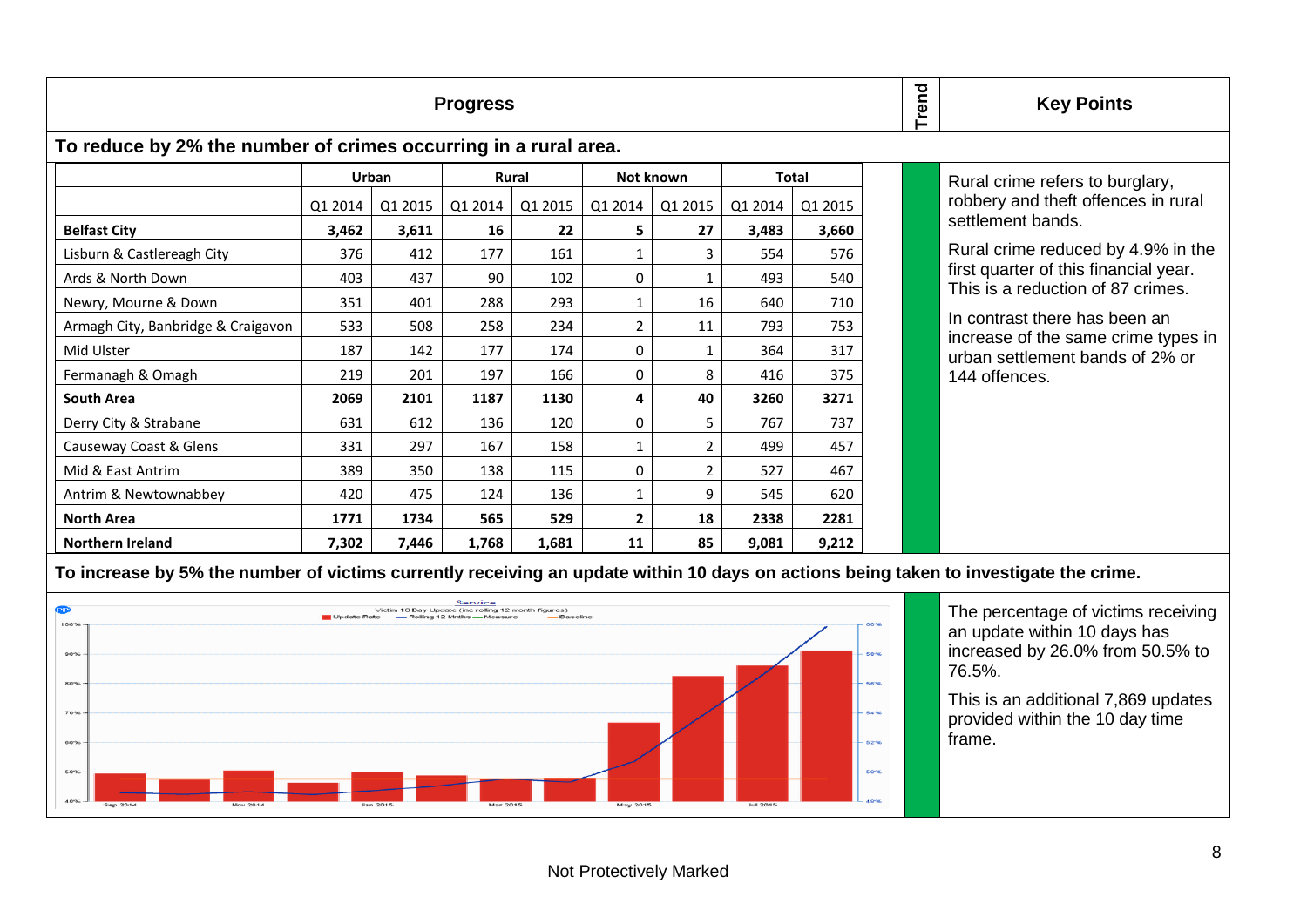| Progress | Trend | Key Points |
|---|---|---|

**To reduce by 2% the number of crimes occurring in a rural area.**

| | Urban | | Rural | | Not known | | Total | |
|---|---|---|---|---|---|---|---|---|
| | Q1 2014 | Q1 2015 | Q1 2014 | Q1 2015 | Q1 2014 | Q1 2015 | Q1 2014 | Q1 2015 |
| **Belfast City** | **3,462** | **3,611** | **16** | **22** | **5** | **27** | **3,483** | **3,660** |
| Lisburn & Castlereagh City | 376 | 412 | 177 | 161 | 1 | 3 | 554 | 576 |
| Ards & North Down | 403 | 437 | 90 | 102 | 0 | 1 | 493 | 540 |
| Newry, Mourne & Down | 351 | 401 | 288 | 293 | 1 | 16 | 640 | 710 |
| Armagh City, Banbridge & Craigavon | 533 | 508 | 258 | 234 | 2 | 11 | 793 | 753 |
| Mid Ulster | 187 | 142 | 177 | 174 | 0 | 1 | 364 | 317 |
| Fermanagh & Omagh | 219 | 201 | 197 | 166 | 0 | 8 | 416 | 375 |
| **South Area** | **2069** | **2101** | **1187** | **1130** | **4** | **40** | **3260** | **3271** |
| Derry City & Strabane | 631 | 612 | 136 | 120 | 0 | 5 | 767 | 737 |
| Causeway Coast & Glens | 331 | 297 | 167 | 158 | 1 | 2 | 499 | 457 |
| Mid & East Antrim | 389 | 350 | 138 | 115 | 0 | 2 | 527 | 467 |
| Antrim & Newtownabbey | 420 | 475 | 124 | 136 | 1 | 9 | 545 | 620 |
| **North Area** | **1771** | **1734** | **565** | **529** | **2** | **18** | **2338** | **2281** |
| **Northern Ireland** | **7,302** | **7,446** | **1,768** | **1,681** | **11** | **85** | **9,081** | **9,212** |

**Key Points:**

Rural crime refers to burglary, robbery and theft offences in rural settlement bands.

Rural crime reduced by 4.9% in the first quarter of this financial year. This is a reduction of 87 crimes.

In contrast there has been an increase of the same crime types in urban settlement bands of 2% or 144 offences.

**To increase by 5% the number of victims currently receiving an update within 10 days on actions being taken to investigate the crime.**

**Key Points:**

The percentage of victims receiving an update within 10 days has increased by 26.0% from 50.5% to 76.5%.

This is an additional 7,869 updates provided within the 10 day time frame.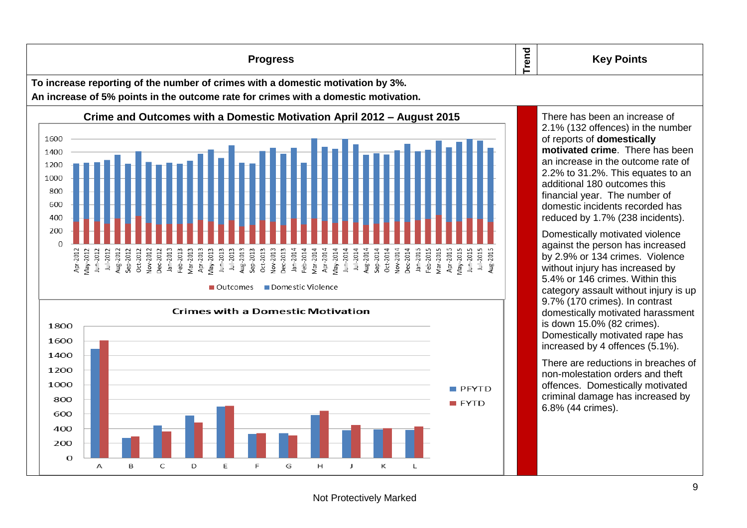| Progress | Trend | Key Points |
| --- | --- | --- |

**To increase reporting of the number of crimes with a domestic motivation by 3%.**
**An increase of 5% points in the outcome rate for crimes with a domestic motivation.**

**Crime and Outcomes with a Domestic Motivation April 2012 – August 2015**

**Crimes with a Domestic Motivation**

There has been an increase of 2.1% (132 offences) in the number of reports of **domestically motivated crime**. There has been an increase in the outcome rate of 2.2% to 31.2%. This equates to an additional 180 outcomes this financial year. The number of domestic incidents recorded has reduced by 1.7% (238 incidents).

Domestically motivated violence against the person has increased by 2.9% or 134 crimes. Violence without injury has increased by 5.4% or 146 crimes. Within this category assault without injury is up 9.7% (170 crimes). In contrast domestically motivated harassment is down 15.0% (82 crimes). Domestically motivated rape has increased by 4 offences (5.1%).

There are reductions in breaches of non-molestation orders and theft offences. Domestically motivated criminal damage has increased by 6.8% (44 crimes).

Not Protectively Marked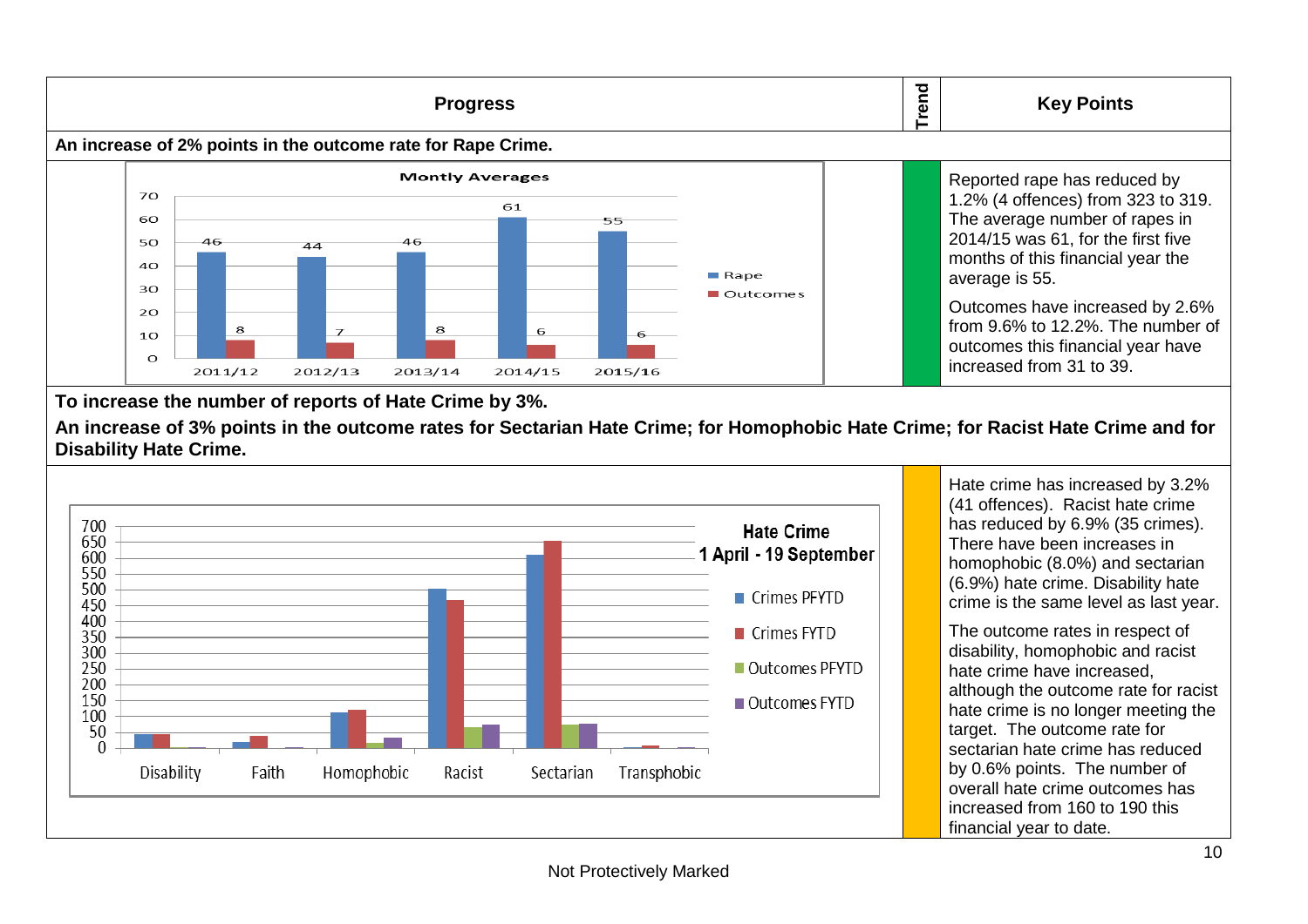| Progress | Trend | Key Points |
|---|---|---|
| **An increase of 2% points in the outcome rate for Rape Crime.** | | |
| **Montly Averages** (Rape / Outcomes): 2011/12: 46 / 8; 2012/13: 44 / 7; 2013/14: 46 / 8; 2014/15: 61 / 6; 2015/16: 55 / 6 | Green | Reported rape has reduced by 1.2% (4 offences) from 323 to 319. The average number of rapes in 2014/15 was 61, for the first five months of this financial year the average is 55.<br><br>Outcomes have increased by 2.6% from 9.6% to 12.2%. The number of outcomes this financial year have increased from 31 to 39. |
| **To increase the number of reports of Hate Crime by 3%.**<br><br>**An increase of 3% points in the outcome rates for Sectarian Hate Crime; for Homophobic Hate Crime; for Racist Hate Crime and for Disability Hate Crime.** | | |
| **Hate Crime 1 April - 19 September** (Crimes PFYTD, Crimes FYTD, Outcomes PFYTD, Outcomes FYTD) by category: Disability, Faith, Homophobic, Racist, Sectarian, Transphobic | Amber | Hate crime has increased by 3.2% (41 offences). Racist hate crime has reduced by 6.9% (35 crimes). There have been increases in homophobic (8.0%) and sectarian (6.9%) hate crime. Disability hate crime is the same level as last year.<br><br>The outcome rates in respect of disability, homophobic and racist hate crime have increased, although the outcome rate for racist hate crime is no longer meeting the target. The outcome rate for sectarian hate crime has reduced by 0.6% points. The number of overall hate crime outcomes has increased from 160 to 190 this financial year to date. |

Not Protectively Marked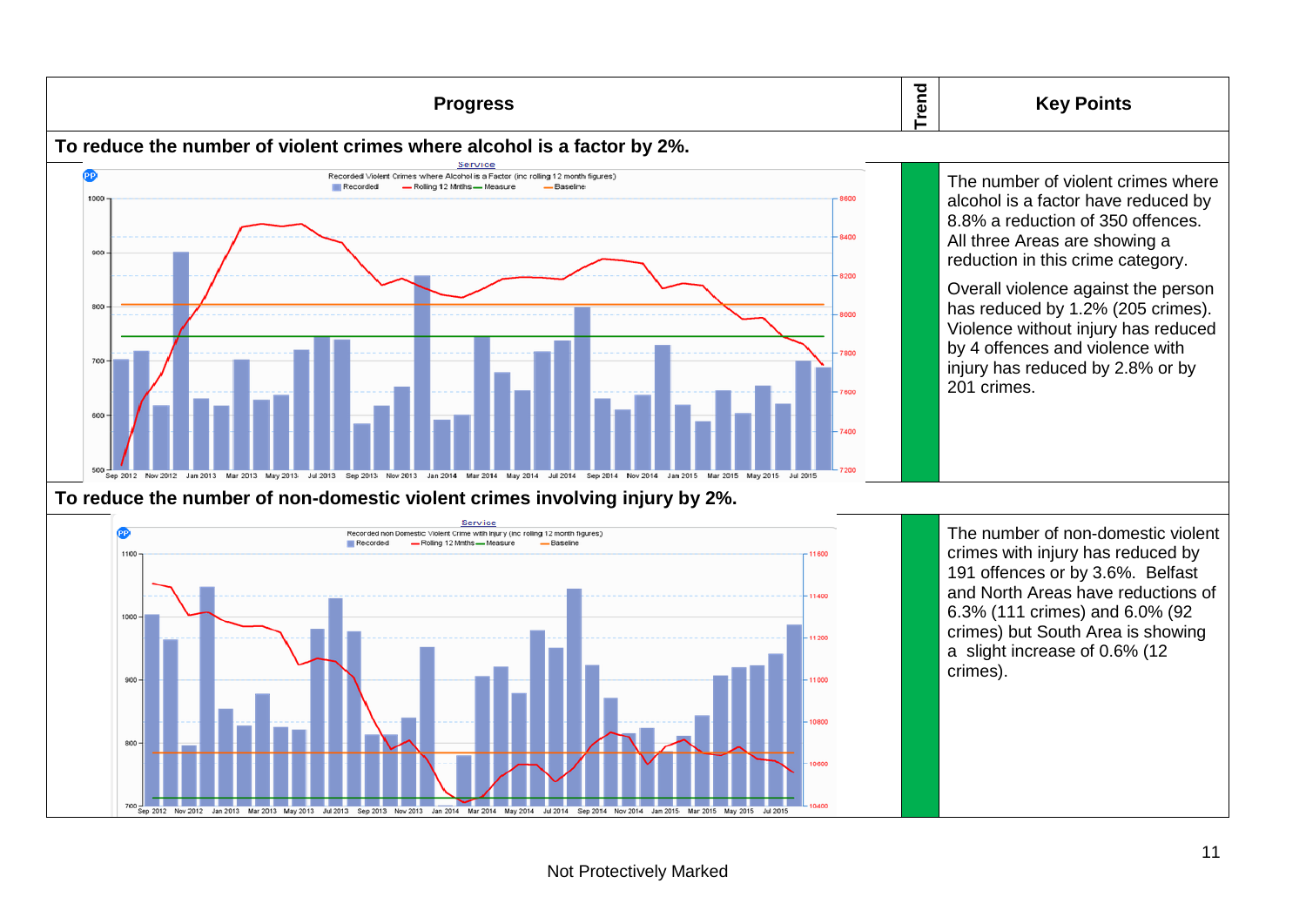| Progress | Trend | Key Points |
|---|---|---|
| **To reduce the number of violent crimes where alcohol is a factor by 2%.** | | |
| Recorded Violent Crimes where Alcohol is a Factor (inc rolling 12 month figures) | | The number of violent crimes where alcohol is a factor have reduced by 8.8% a reduction of 350 offences. All three Areas are showing a reduction in this crime category.<br><br>Overall violence against the person has reduced by 1.2% (205 crimes). Violence without injury has reduced by 4 offences and violence with injury has reduced by 2.8% or by 201 crimes. |
| **To reduce the number of non-domestic violent crimes involving injury by 2%.** | | |
| Recorded non Domestic Violent Crime with Injury (inc rolling 12 month figures) | | The number of non-domestic violent crimes with injury has reduced by 191 offences or by 3.6%. Belfast and North Areas have reductions of 6.3% (111 crimes) and 6.0% (92 crimes) but South Area is showing a slight increase of 0.6% (12 crimes). |

Not Protectively Marked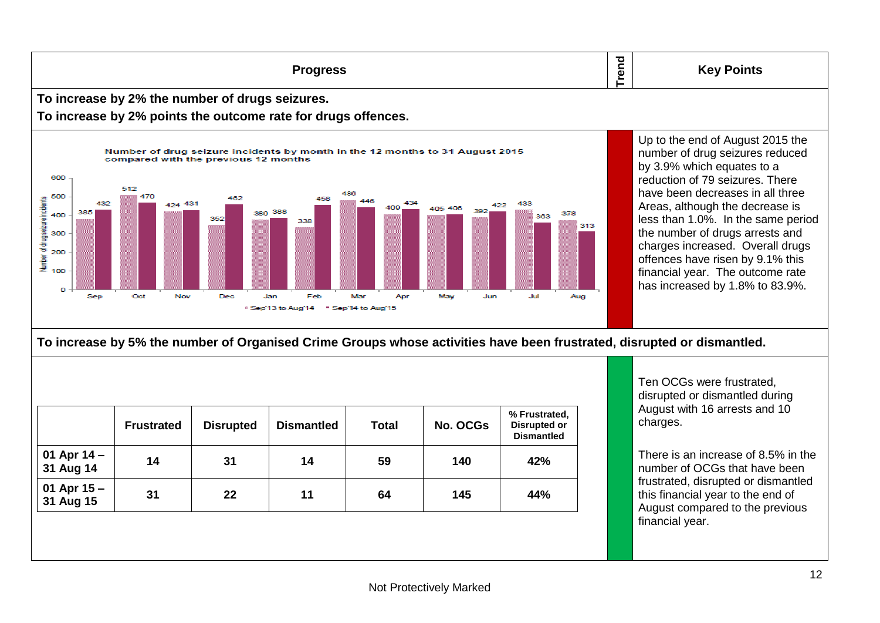| Progress | Trend | Key Points |
| --- | --- | --- |

**To increase by 2% the number of drugs seizures.**
**To increase by 2% points the outcome rate for drugs offences.**

Number of drug seizure incidents by month in the 12 months to 31 August 2015 compared with the previous 12 months

| Month | Sep'13 to Aug'14 | Sep'14 to Aug'15 |
| --- | --- | --- |
| Sep | 385 | 432 |
| Oct | 512 | 470 |
| Nov | 424 | 431 |
| Dec | 352 | 462 |
| Jan | 380 | 388 |
| Feb | 338 | 458 |
| Mar | 486 | 446 |
| Apr | 409 | 434 |
| May | 405 | 406 |
| Jun | 392 | 422 |
| Jul | 433 | 363 |
| Aug | 378 | 313 |

Up to the end of August 2015 the number of drug seizures reduced by 3.9% which equates to a reduction of 79 seizures. There have been decreases in all three Areas, although the decrease is less than 1.0%. In the same period the number of drugs arrests and charges increased. Overall drugs offences have risen by 9.1% this financial year. The outcome rate has increased by 1.8% to 83.9%.

**To increase by 5% the number of Organised Crime Groups whose activities have been frustrated, disrupted or dismantled.**

| | Frustrated | Disrupted | Dismantled | Total | No. OCGs | % Frustrated, Disrupted or Dismantled |
| --- | --- | --- | --- | --- | --- | --- |
| 01 Apr 14 – 31 Aug 14 | 14 | 31 | 14 | 59 | 140 | 42% |
| 01 Apr 15 – 31 Aug 15 | 31 | 22 | 11 | 64 | 145 | 44% |

Ten OCGs were frustrated, disrupted or dismantled during August with 16 arrests and 10 charges.

There is an increase of 8.5% in the number of OCGs that have been frustrated, disrupted or dismantled this financial year to the end of August compared to the previous financial year.

Not Protectively Marked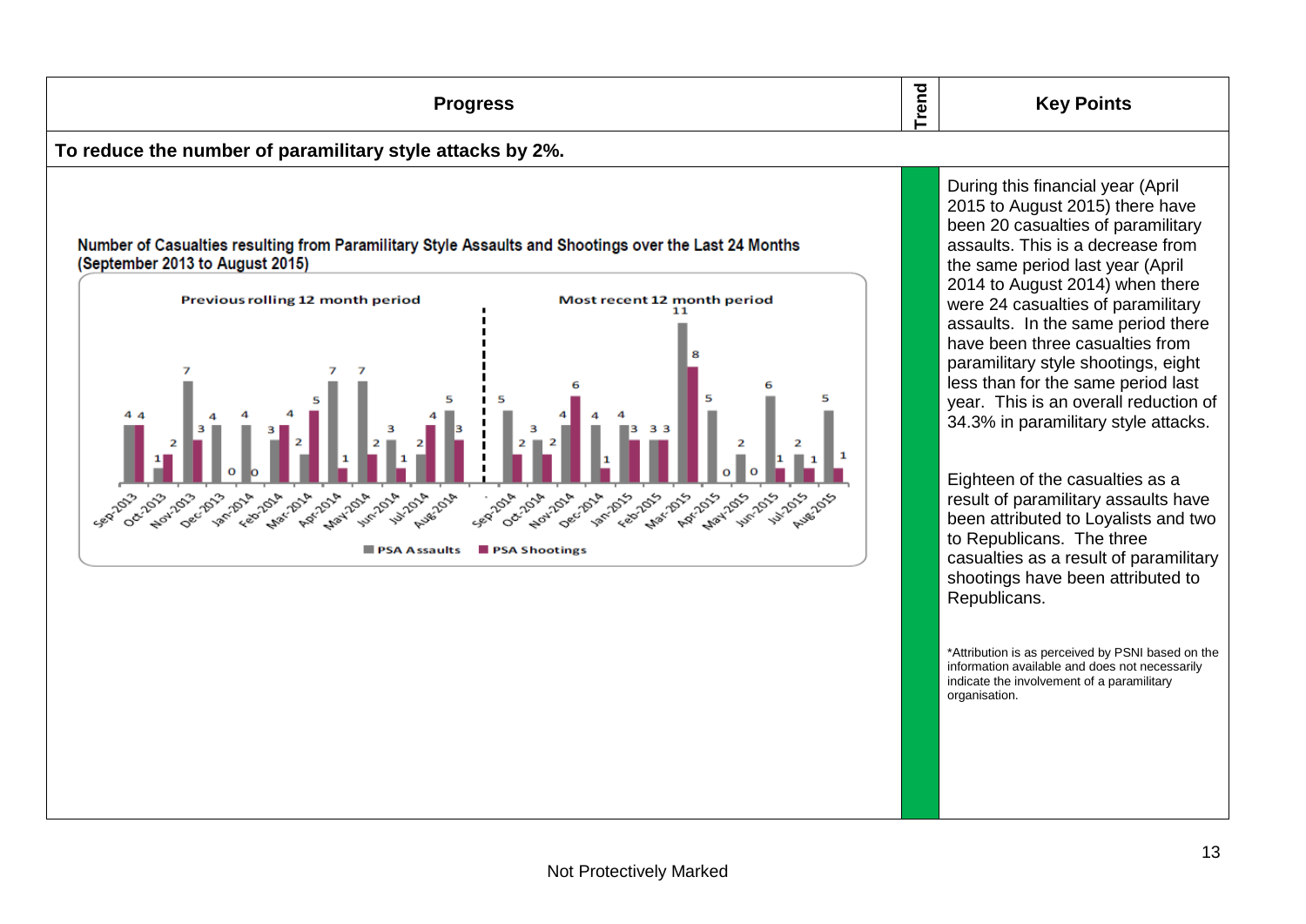| Progress | Trend | Key Points |
|---|---|---|
| **To reduce the number of paramilitary style attacks by 2%.** | | |
| Number of Casualties resulting from Paramilitary Style Assaults and Shootings over the Last 24 Months (September 2013 to August 2015) | | During this financial year (April 2015 to August 2015) there have been 20 casualties of paramilitary assaults. This is a decrease from the same period last year (April 2014 to August 2014) when there were 24 casualties of paramilitary assaults. In the same period there have been three casualties from paramilitary style shootings, eight less than for the same period last year. This is an overall reduction of 34.3% in paramilitary style attacks.<br><br>Eighteen of the casualties as a result of paramilitary assaults have been attributed to Loyalists and two to Republicans. The three casualties as a result of paramilitary shootings have been attributed to Republicans.<br><br>*Attribution is as perceived by PSNI based on the information available and does not necessarily indicate the involvement of a paramilitary organisation. |

| Period | Month | PSA Assaults | PSA Shootings |
|---|---|---|---|
| Previous rolling 12 month period | Sep-2013 | 4 | 4 |
| | Oct-2013 | 1 | 2 |
| | Nov-2013 | 7 | 3 |
| | Dec-2013 | 4 | 0 |
| | Jan-2014 | 4 | 0 |
| | Feb-2014 | 3 | 4 |
| | Mar-2014 | 2 | 5 |
| | Apr-2014 | 7 | 1 |
| | May-2014 | 7 | 2 |
| | Jun-2014 | 3 | 1 |
| | Jul-2014 | 2 | 4 |
| | Aug-2014 | 5 | 3 |
| Most recent 12 month period | Sep-2014 | 5 | 2 |
| | Oct-2014 | 3 | 2 |
| | Nov-2014 | 4 | 6 |
| | Dec-2014 | 4 | 1 |
| | Jan-2015 | 4 | 3 |
| | Feb-2015 | 3 | 3 |
| | Mar-2015 | 11 | 8 |
| | Apr-2015 | 5 | 0 |
| | May-2015 | 2 | 0 |
| | Jun-2015 | 6 | 1 |
| | Jul-2015 | 2 | 1 |
| | Aug-2015 | 5 | 1 |

Not Protectively Marked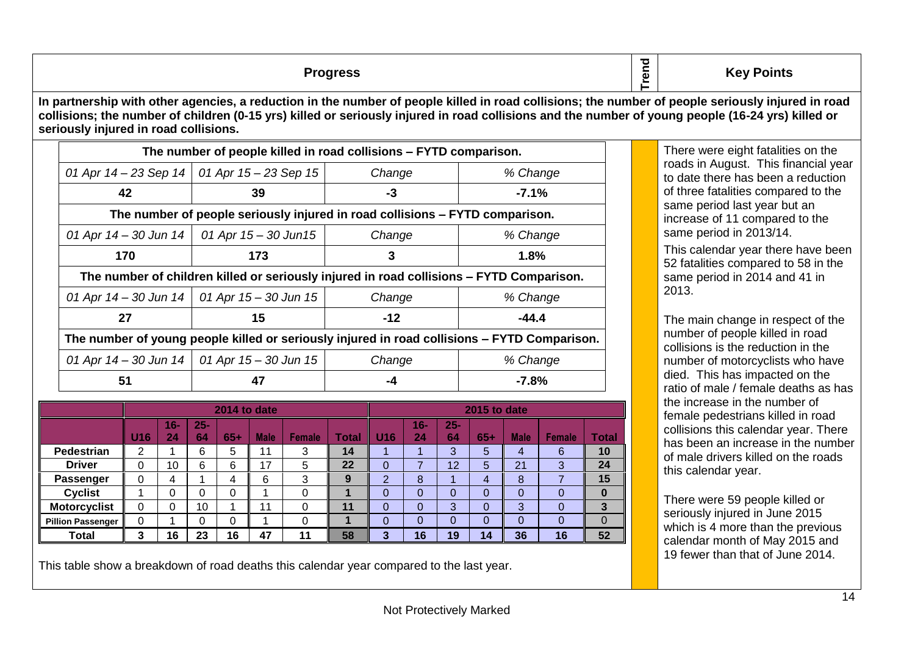| Progress | Trend | Key Points |
|---|---|---|

**In partnership with other agencies, a reduction in the number of people killed in road collisions; the number of people seriously injured in road collisions; the number of children (0-15 yrs) killed or seriously injured in road collisions and the number of young people (16-24 yrs) killed or seriously injured in road collisions.**

| The number of people killed in road collisions – FYTD comparison. | | | |
|---|---|---|---|
| *01 Apr 14 – 23 Sep 14* | *01 Apr 15 – 23 Sep 15* | *Change* | *% Change* |
| **42** | **39** | **-3** | **-7.1%** |
| **The number of people seriously injured in road collisions – FYTD comparison.** | | | |
| *01 Apr 14 – 30 Jun 14* | *01 Apr 15 – 30 Jun15* | *Change* | *% Change* |
| **170** | **173** | **3** | **1.8%** |
| **The number of children killed or seriously injured in road collisions – FYTD Comparison.** | | | |
| *01 Apr 14 – 30 Jun 14* | *01 Apr 15 – 30 Jun 15* | *Change* | *% Change* |
| **27** | **15** | **-12** | **-44.4** |
| **The number of young people killed or seriously injured in road collisions – FYTD Comparison.** | | | |
| *01 Apr 14 – 30 Jun 14* | *01 Apr 15 – 30 Jun 15* | *Change* | *% Change* |
| **51** | **47** | **-4** | **-7.8%** |

| | 2014 to date | | | | | | | 2015 to date | | | | | | |
|---|---|---|---|---|---|---|---|---|---|---|---|---|---|---|
| | U16 | 16-24 | 25-64 | 65+ | Male | Female | Total | U16 | 16-24 | 25-64 | 65+ | Male | Female | Total |
| **Pedestrian** | 2 | 1 | 6 | 5 | 11 | 3 | **14** | 1 | 1 | 3 | 5 | 4 | 6 | **10** |
| **Driver** | 0 | 10 | 6 | 6 | 17 | 5 | **22** | 0 | 7 | 12 | 5 | 21 | 3 | **24** |
| **Passenger** | 0 | 4 | 1 | 4 | 6 | 3 | **9** | 2 | 8 | 1 | 4 | 8 | 7 | **15** |
| **Cyclist** | 1 | 0 | 0 | 0 | 1 | 0 | **1** | 0 | 0 | 0 | 0 | 0 | 0 | **0** |
| **Motorcyclist** | 0 | 0 | 10 | 1 | 11 | 0 | **11** | 0 | 0 | 3 | 0 | 3 | 0 | **3** |
| **Pillion Passenger** | 0 | 1 | 0 | 0 | 1 | 0 | **1** | 0 | 0 | 0 | 0 | 0 | 0 | 0 |
| **Total** | **3** | **16** | **23** | **16** | **47** | **11** | **58** | **3** | **16** | **19** | **14** | **36** | **16** | **52** |

This table show a breakdown of road deaths this calendar year compared to the last year.

**Key Points**

There were eight fatalities on the roads in August. This financial year to date there has been a reduction of three fatalities compared to the same period last year but an increase of 11 compared to the same period in 2013/14.

This calendar year there have been 52 fatalities compared to 58 in the same period in 2014 and 41 in 2013.

The main change in respect of the number of people killed in road collisions is the reduction in the number of motorcyclists who have died. This has impacted on the ratio of male / female deaths as has the increase in the number of female pedestrians killed in road collisions this calendar year. There has been an increase in the number of male drivers killed on the roads this calendar year.

There were 59 people killed or seriously injured in June 2015 which is 4 more than the previous calendar month of May 2015 and 19 fewer than that of June 2014.

Not Protectively Marked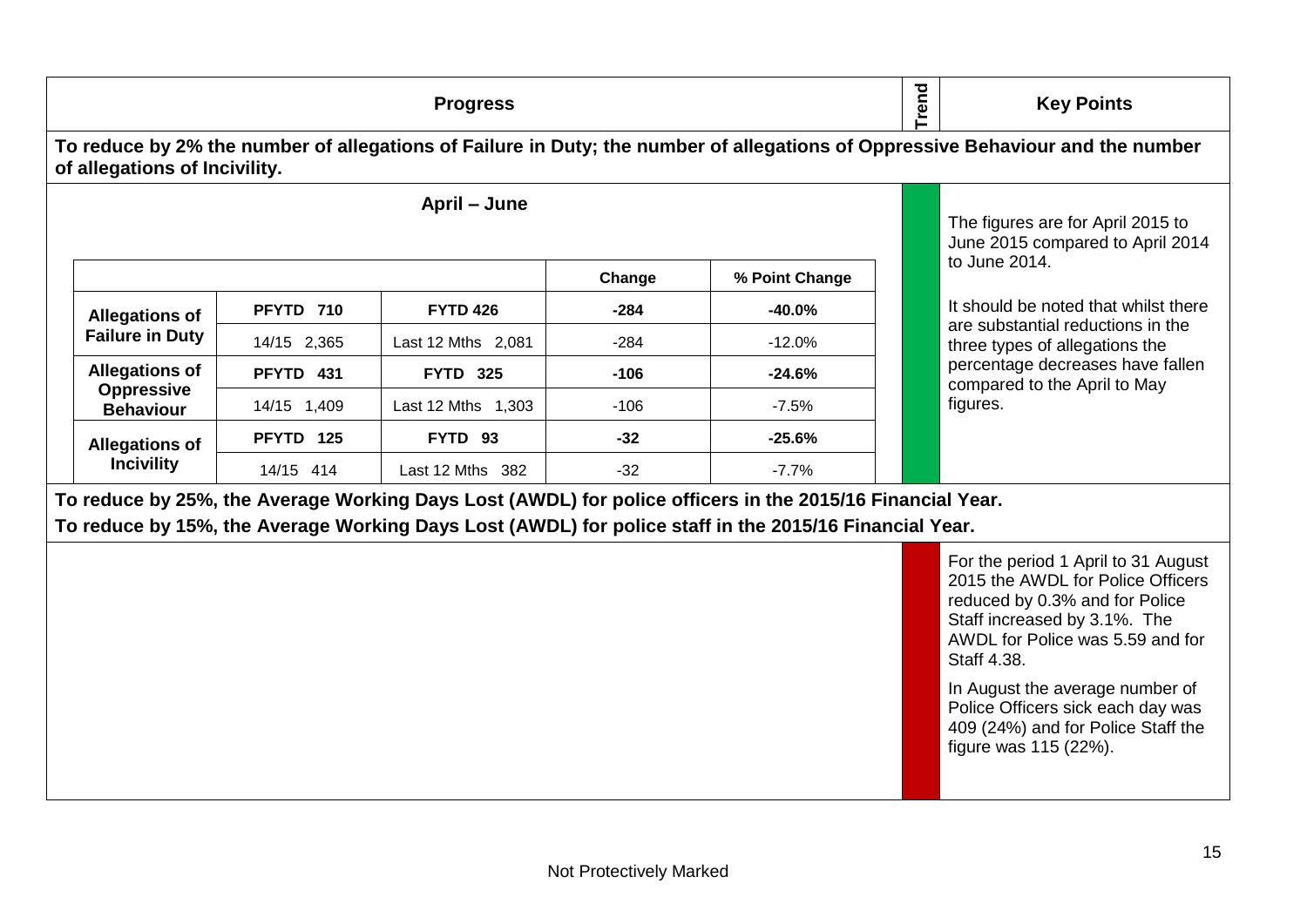| Progress | Trend | Key Points |
|---|---|---|

**To reduce by 2% the number of allegations of Failure in Duty; the number of allegations of Oppressive Behaviour and the number of allegations of Incivility.**

**April – June**

| | | | Change | % Point Change |
|---|---|---|---|---|
| **Allegations of Failure in Duty** | **PFYTD 710** | **FYTD 426** | **-284** | **-40.0%** |
| | 14/15 2,365 | Last 12 Mths 2,081 | -284 | -12.0% |
| **Allegations of Oppressive Behaviour** | **PFYTD 431** | **FYTD 325** | **-106** | **-24.6%** |
| | 14/15 1,409 | Last 12 Mths 1,303 | -106 | -7.5% |
| **Allegations of Incivility** | **PFYTD 125** | **FYTD 93** | **-32** | **-25.6%** |
| | 14/15 414 | Last 12 Mths 382 | -32 | -7.7% |

Key Points:

The figures are for April 2015 to June 2015 compared to April 2014 to June 2014.

It should be noted that whilst there are substantial reductions in the three types of allegations the percentage decreases have fallen compared to the April to May figures.

**To reduce by 25%, the Average Working Days Lost (AWDL) for police officers in the 2015/16 Financial Year.**

**To reduce by 15%, the Average Working Days Lost (AWDL) for police staff in the 2015/16 Financial Year.**

Key Points:

For the period 1 April to 31 August 2015 the AWDL for Police Officers reduced by 0.3% and for Police Staff increased by 3.1%. The AWDL for Police was 5.59 and for Staff 4.38.

In August the average number of Police Officers sick each day was 409 (24%) and for Police Staff the figure was 115 (22%).

Not Protectively Marked